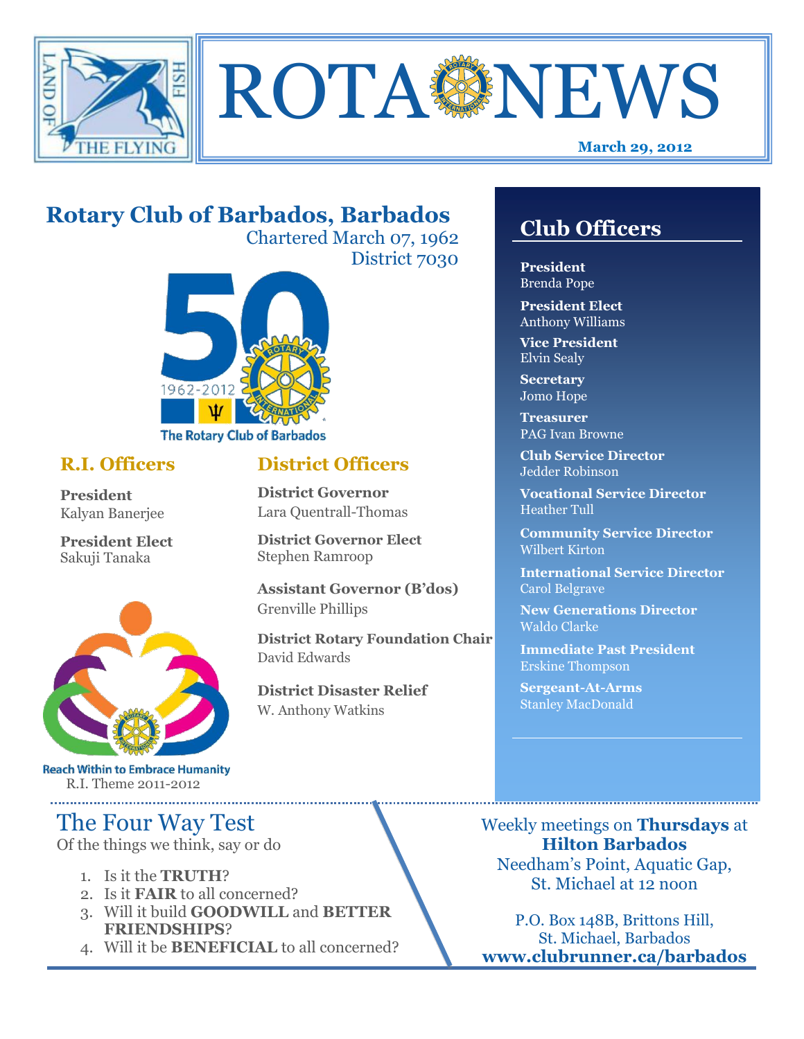# ROTA NEWS

**March 29, 2012**

LAND OF THE FLYING FISH

## Rotary Club of Barbados, Barbados

Chartered March 07, 1962
District 7030

50
1962-2012
The Rotary Club of Barbados

### R.I. Officers

**President**
Kalyan Banerjee

**President Elect**
Sakuji Tanaka

Reach Within to Embrace Humanity
R.I. Theme 2011-2012

### District Officers

**District Governor**
Lara Quentrall-Thomas

**District Governor Elect**
Stephen Ramroop

**Assistant Governor (B'dos)**
Grenville Phillips

**District Rotary Foundation Chair**
David Edwards

**District Disaster Relief**
W. Anthony Watkins

## Club Officers

**President**
Brenda Pope

**President Elect**
Anthony Williams

**Vice President**
Elvin Sealy

**Secretary**
Jomo Hope

**Treasurer**
PAG Ivan Browne

**Club Service Director**
Jedder Robinson

**Vocational Service Director**
Heather Tull

**Community Service Director**
Wilbert Kirton

**International Service Director**
Carol Belgrave

**New Generations Director**
Waldo Clarke

**Immediate Past President**
Erskine Thompson

**Sergeant-At-Arms**
Stanley MacDonald

## The Four Way Test

Of the things we think, say or do

1. Is it the **TRUTH**?
2. Is it **FAIR** to all concerned?
3. Will it build **GOODWILL** and **BETTER FRIENDSHIPS**?
4. Will it be **BENEFICIAL** to all concerned?

Weekly meetings on **Thursdays** at **Hilton Barbados**
Needham's Point, Aquatic Gap, St. Michael at 12 noon

P.O. Box 148B, Brittons Hill, St. Michael, Barbados
**www.clubrunner.ca/barbados**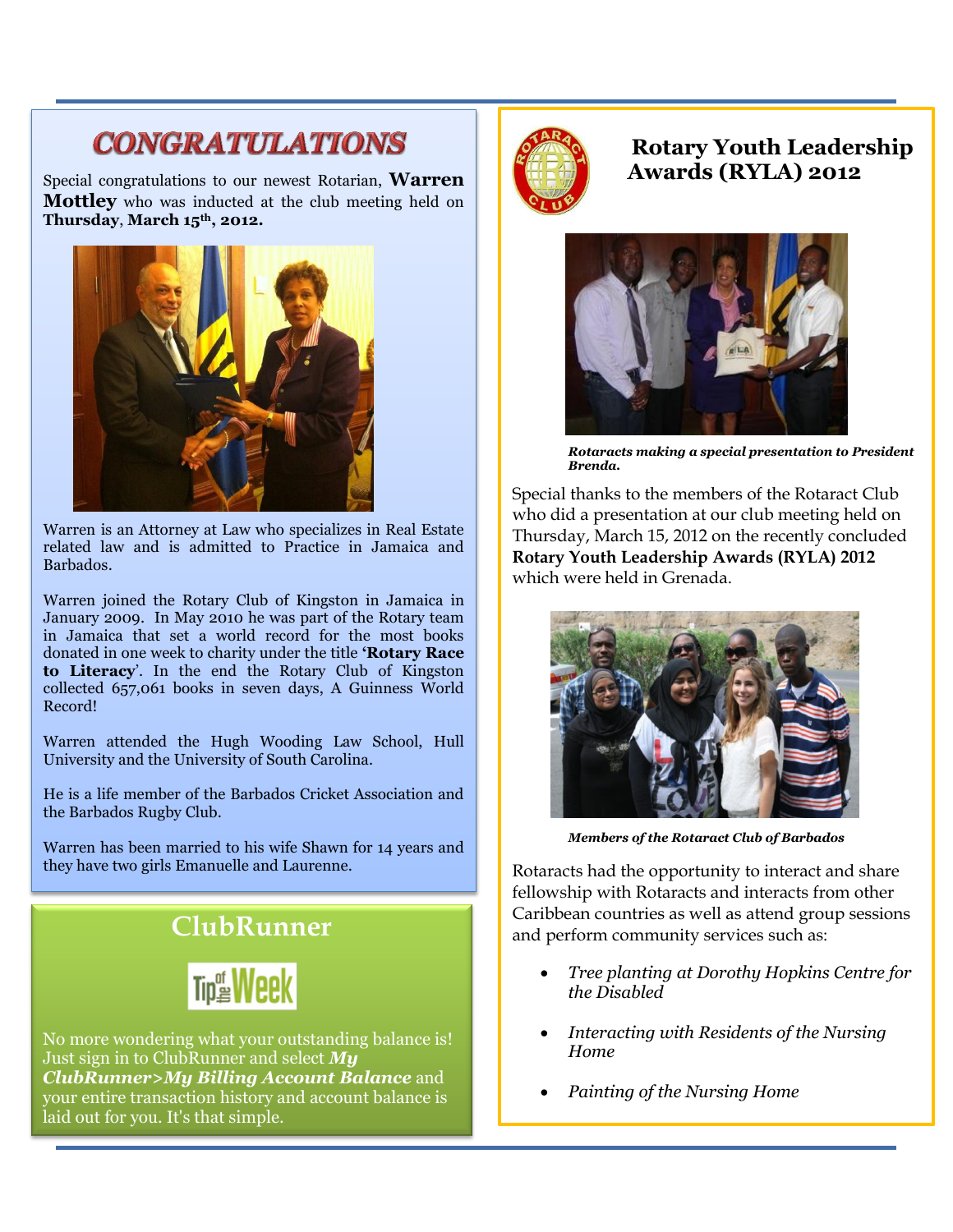# CONGRATULATIONS

Special congratulations to our newest Rotarian, **Warren Mottley** who was inducted at the club meeting held on **Thursday**, **March 15th, 2012.**

Warren is an Attorney at Law who specializes in Real Estate related law and is admitted to Practice in Jamaica and Barbados.

Warren joined the Rotary Club of Kingston in Jamaica in January 2009. In May 2010 he was part of the Rotary team in Jamaica that set a world record for the most books donated in one week to charity under the title **'Rotary Race to Literacy**'. In the end the Rotary Club of Kingston collected 657,061 books in seven days, A Guinness World Record!

Warren attended the Hugh Wooding Law School, Hull University and the University of South Carolina.

He is a life member of the Barbados Cricket Association and the Barbados Rugby Club.

Warren has been married to his wife Shawn for 14 years and they have two girls Emanuelle and Laurenne.

## ClubRunner

Tip of the Week

No more wondering what your outstanding balance is! Just sign in to ClubRunner and select ***My ClubRunner>My Billing Account Balance*** and your entire transaction history and account balance is laid out for you. It's that simple.

## Rotary Youth Leadership Awards (RYLA) 2012

***Rotaracts making a special presentation to President Brenda.***

Special thanks to the members of the Rotaract Club who did a presentation at our club meeting held on Thursday, March 15, 2012 on the recently concluded **Rotary Youth Leadership Awards (RYLA) 2012** which were held in Grenada.

***Members of the Rotaract Club of Barbados***

Rotaracts had the opportunity to interact and share fellowship with Rotaracts and interacts from other Caribbean countries as well as attend group sessions and perform community services such as:

- *Tree planting at Dorothy Hopkins Centre for the Disabled*
- *Interacting with Residents of the Nursing Home*
- *Painting of the Nursing Home*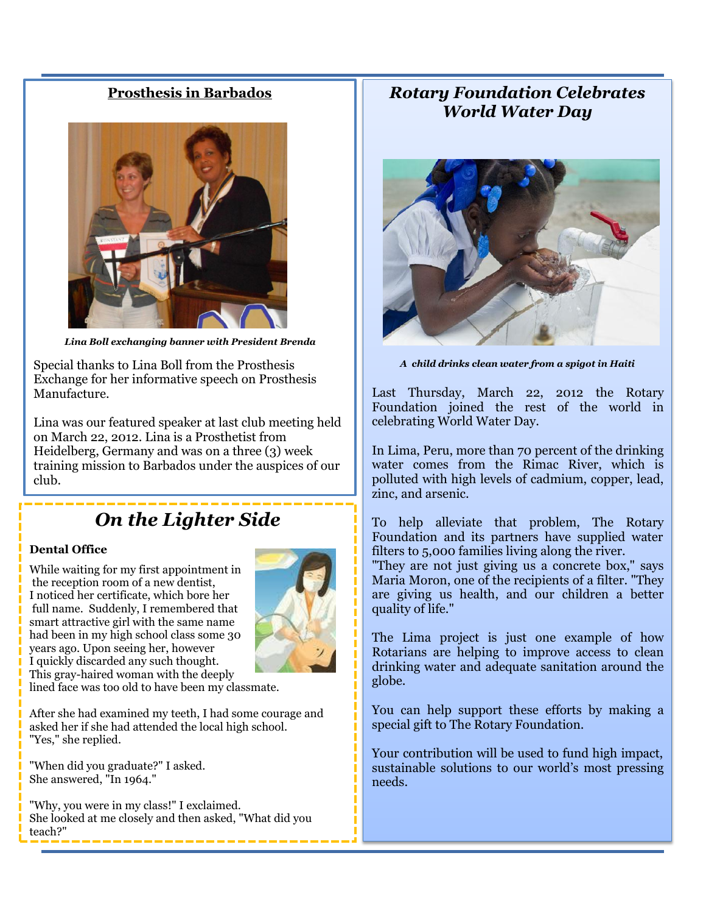## Prosthesis in Barbados

*Lina Boll exchanging banner with President Brenda*

Special thanks to Lina Boll from the Prosthesis Exchange for her informative speech on Prosthesis Manufacture.

Lina was our featured speaker at last club meeting held on March 22, 2012. Lina is a Prosthetist from Heidelberg, Germany and was on a three (3) week training mission to Barbados under the auspices of our club.

## *On the Lighter Side*

**Dental Office**

While waiting for my first appointment in the reception room of a new dentist, I noticed her certificate, which bore her full name. Suddenly, I remembered that smart attractive girl with the same name had been in my high school class some 30 years ago. Upon seeing her, however I quickly discarded any such thought. This gray-haired woman with the deeply lined face was too old to have been my classmate.

After she had examined my teeth, I had some courage and asked her if she had attended the local high school. "Yes," she replied.

"When did you graduate?" I asked. She answered, "In 1964."

"Why, you were in my class!" I exclaimed. She looked at me closely and then asked, "What did you teach?"

## *Rotary Foundation Celebrates World Water Day*

*A child drinks clean water from a spigot in Haiti*

Last Thursday, March 22, 2012 the Rotary Foundation joined the rest of the world in celebrating World Water Day.

In Lima, Peru, more than 70 percent of the drinking water comes from the Rimac River, which is polluted with high levels of cadmium, copper, lead, zinc, and arsenic.

To help alleviate that problem, The Rotary Foundation and its partners have supplied water filters to 5,000 families living along the river. "They are not just giving us a concrete box," says Maria Moron, one of the recipients of a filter. "They are giving us health, and our children a better quality of life."

The Lima project is just one example of how Rotarians are helping to improve access to clean drinking water and adequate sanitation around the globe.

You can help support these efforts by making a special gift to The Rotary Foundation.

Your contribution will be used to fund high impact, sustainable solutions to our world's most pressing needs.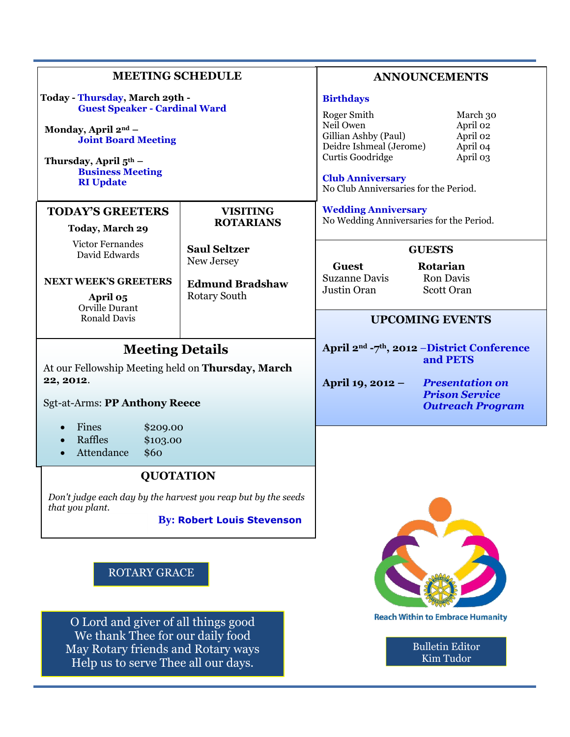## MEETING SCHEDULE

**Today - Thursday, March 29th -**
**Guest Speaker - Cardinal Ward**

**Monday, April 2nd –**
**Joint Board Meeting**

**Thursday, April 5th –**
**Business Meeting**
**RI Update**

## TODAY'S GREETERS

**Today, March 29**

Victor Fernandes
David Edwards

**NEXT WEEK'S GREETERS**

**April 05**
Orville Durant
Ronald Davis

## VISITING ROTARIANS

**Saul Seltzer**
New Jersey

**Edmund Bradshaw**
Rotary South

## Meeting Details

At our Fellowship Meeting held on **Thursday, March 22, 2012**.

Sgt-at-Arms: **PP Anthony Reece**

- Fines $209.00
- Raffles $103.00
- Attendance $60

## QUOTATION

*Don't judge each day by the harvest you reap but by the seeds that you plant.*

**By: Robert Louis Stevenson**

ROTARY GRACE

O Lord and giver of all things good
We thank Thee for our daily food
May Rotary friends and Rotary ways
Help us to serve Thee all our days.

## ANNOUNCEMENTS

**Birthdays**

| | |
|---|---|
| Roger Smith | March 30 |
| Neil Owen | April 02 |
| Gillian Ashby (Paul) | April 02 |
| Deidre Ishmeal (Jerome) | April 04 |
| Curtis Goodridge | April 03 |

**Club Anniversary**
No Club Anniversaries for the Period.

**Wedding Anniversary**
No Wedding Anniversaries for the Period.

## GUESTS

| Guest | Rotarian |
|---|---|
| Suzanne Davis | Ron Davis |
| Justin Oran | Scott Oran |

## UPCOMING EVENTS

**April 2nd -7th, 2012 – District Conference and PETS**

**April 19, 2012 –** ***Presentation on Prison Service Outreach Program***

Reach Within to Embrace Humanity

Bulletin Editor
Kim Tudor